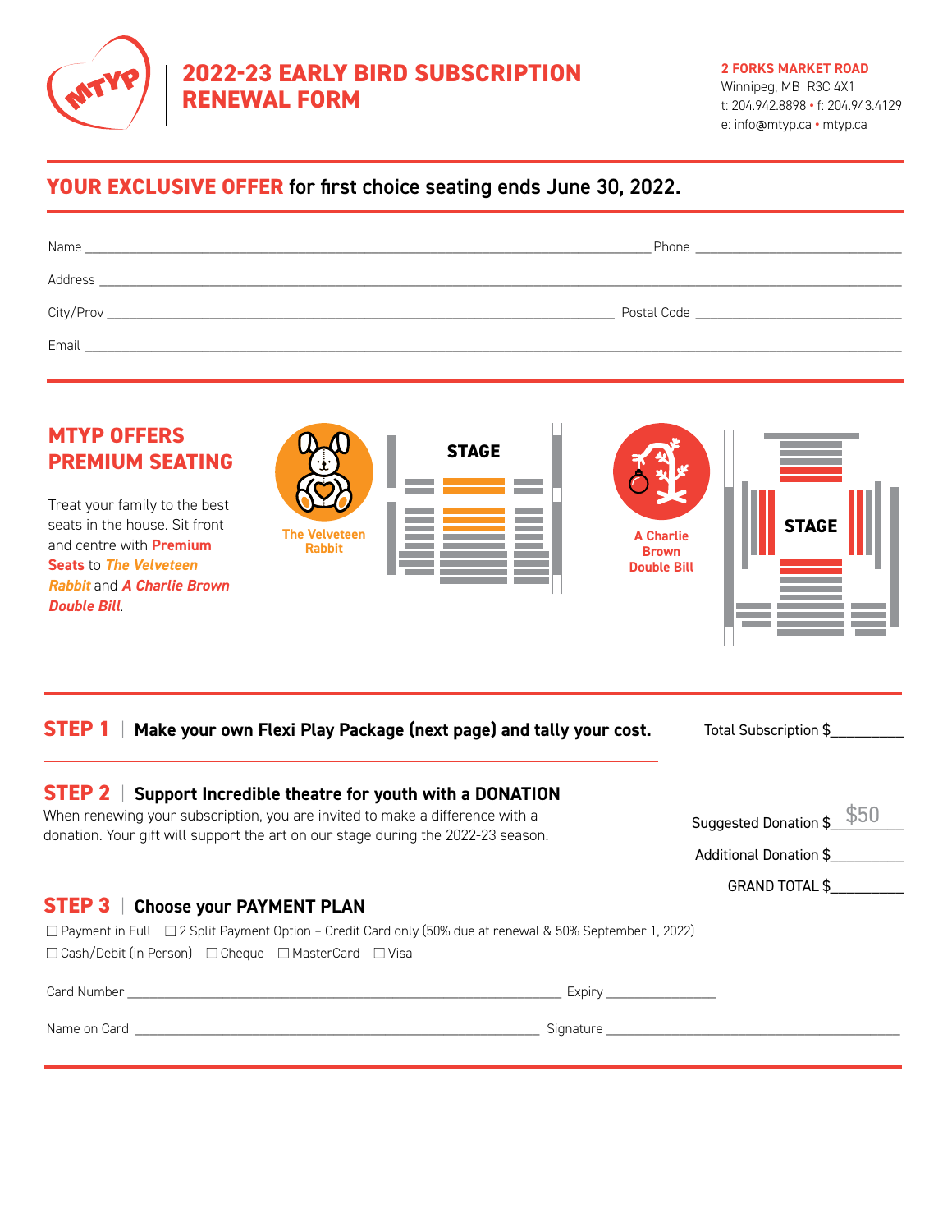# 2022-23 EARLY BIRD SUBSCRIPTION RENEWAL FORM

**2 FORKS MARKET ROAD**
Winnipeg, MB R3C 4X1
t: 204.942.8898 • f: 204.943.4129
e: info@mtyp.ca • mtyp.ca

## YOUR EXCLUSIVE OFFER for first choice seating ends June 30, 2022.

Name ______________________________ Phone ______________

Address ______________________________________________

City/Prov ______________________________ Postal Code ______________

Email ______________________________________________

## MTYP OFFERS PREMIUM SEATING

Treat your family to the best seats in the house. Sit front and centre with **Premium Seats** to ***The Velveteen Rabbit*** and ***A Charlie Brown Double Bill***.

The Velveteen Rabbit

STAGE

A Charlie Brown Double Bill

STAGE

**STEP 1** | **Make your own Flexi Play Package (next page) and tally your cost.**

Total Subscription $__________

**STEP 2** | **Support Incredible theatre for youth with a DONATION**

When renewing your subscription, you are invited to make a difference with a donation. Your gift will support the art on our stage during the 2022-23 season.

Suggested Donation $ $50

Additional Donation $__________

GRAND TOTAL $__________

**STEP 3** | **Choose your PAYMENT PLAN**

☐ Payment in Full ☐ 2 Split Payment Option – Credit Card only (50% due at renewal & 50% September 1, 2022)

☐ Cash/Debit (in Person) ☐ Cheque ☐ MasterCard ☐ Visa

Card Number ______________________________ Expiry ______________

Name on Card ______________________________ Signature ______________________________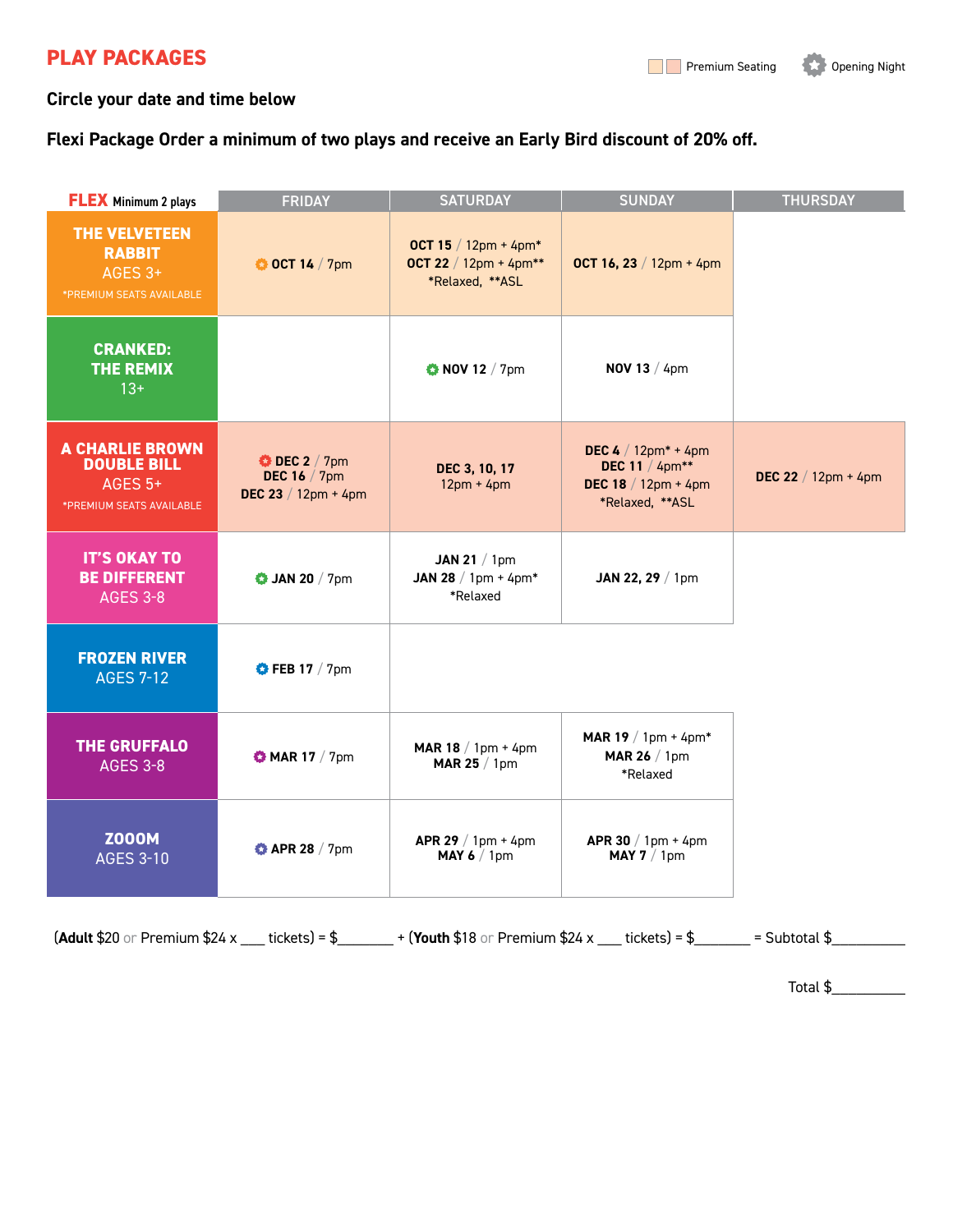## PLAY PACKAGES

Premium Seating | Opening Night

**Circle your date and time below**

**Flexi Package Order a minimum of two plays and receive an Early Bird discount of 20% off.**

| FLEX Minimum 2 plays | FRIDAY | SATURDAY | SUNDAY | THURSDAY |
|---|---|---|---|---|
| **THE VELVETEEN RABBIT** AGES 3+ *PREMIUM SEATS AVAILABLE | **OCT 14** / 7pm | **OCT 15** / 12pm + 4pm* **OCT 22** / 12pm + 4pm** *Relaxed, **ASL | **OCT 16, 23** / 12pm + 4pm | |
| **CRANKED: THE REMIX** 13+ | | **NOV 12** / 7pm | **NOV 13** / 4pm | |
| **A CHARLIE BROWN DOUBLE BILL** AGES 5+ *PREMIUM SEATS AVAILABLE | **DEC 2** / 7pm **DEC 16** / 7pm **DEC 23** / 12pm + 4pm | **DEC 3, 10, 17** 12pm + 4pm | **DEC 4** / 12pm* + 4pm **DEC 11** / 4pm** **DEC 18** / 12pm + 4pm *Relaxed, **ASL | **DEC 22** / 12pm + 4pm |
| **IT'S OKAY TO BE DIFFERENT** AGES 3-8 | **JAN 20** / 7pm | **JAN 21** / 1pm **JAN 28** / 1pm + 4pm* *Relaxed | **JAN 22, 29** / 1pm | |
| **FROZEN RIVER** AGES 7-12 | **FEB 17** / 7pm | | | |
| **THE GRUFFALO** AGES 3-8 | **MAR 17** / 7pm | **MAR 18** / 1pm + 4pm **MAR 25** / 1pm | **MAR 19** / 1pm + 4pm* **MAR 26** / 1pm *Relaxed | |
| **ZOOOM** AGES 3-10 | **APR 28** / 7pm | **APR 29** / 1pm + 4pm **MAY 6** / 1pm | **APR 30** / 1pm + 4pm **MAY 7** / 1pm | |

(**Adult** $20 or Premium $24 x ___ tickets) = $_______ + (**Youth** $18 or Premium $24 x ___ tickets) = $_______ = Subtotal $__________

Total $__________